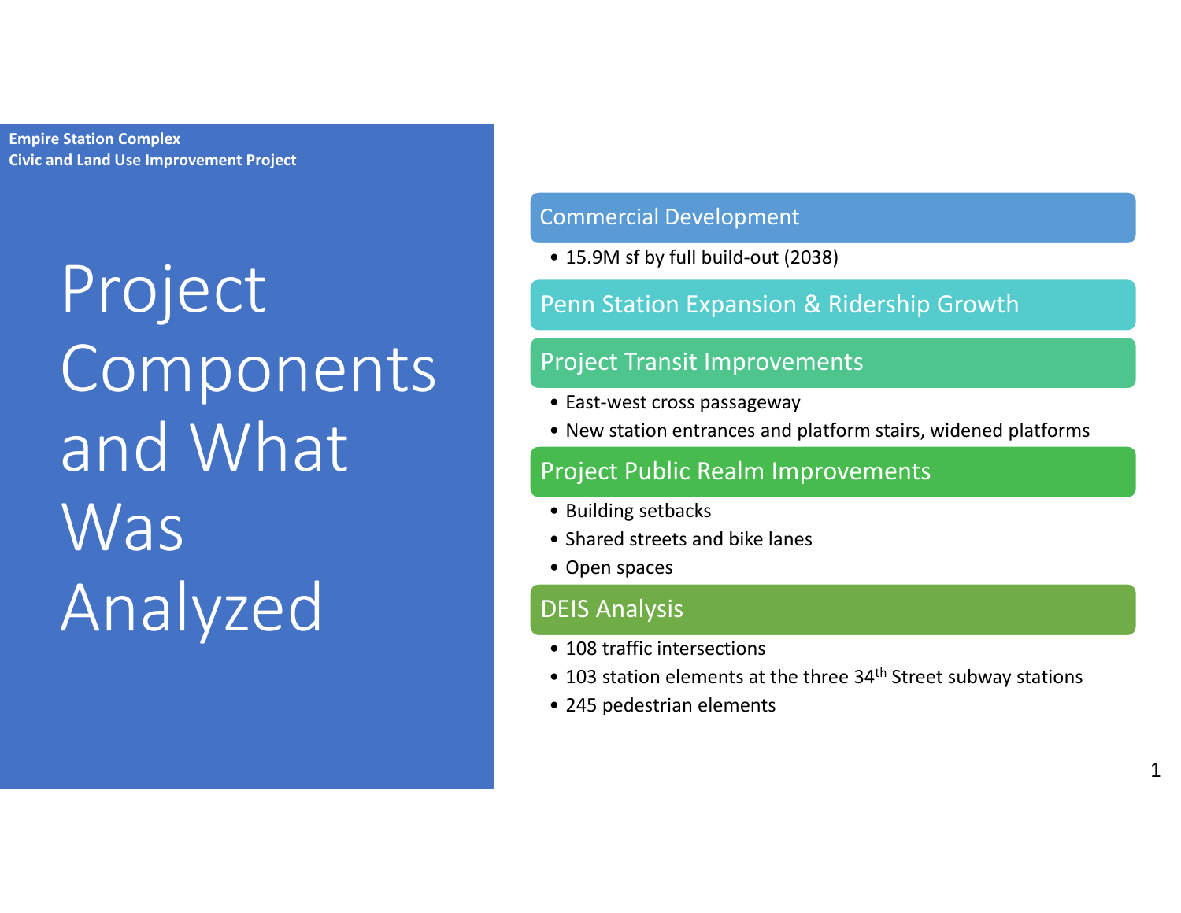**Empire Station Complex**
**Civic and Land Use Improvement Project**

# Project Components and What Was Analyzed

## Commercial Development

- 15.9M sf by full build-out (2038)

## Penn Station Expansion & Ridership Growth

## Project Transit Improvements

- East-west cross passageway
- New station entrances and platform stairs, widened platforms

## Project Public Realm Improvements

- Building setbacks
- Shared streets and bike lanes
- Open spaces

## DEIS Analysis

- 108 traffic intersections
- 103 station elements at the three 34th Street subway stations
- 245 pedestrian elements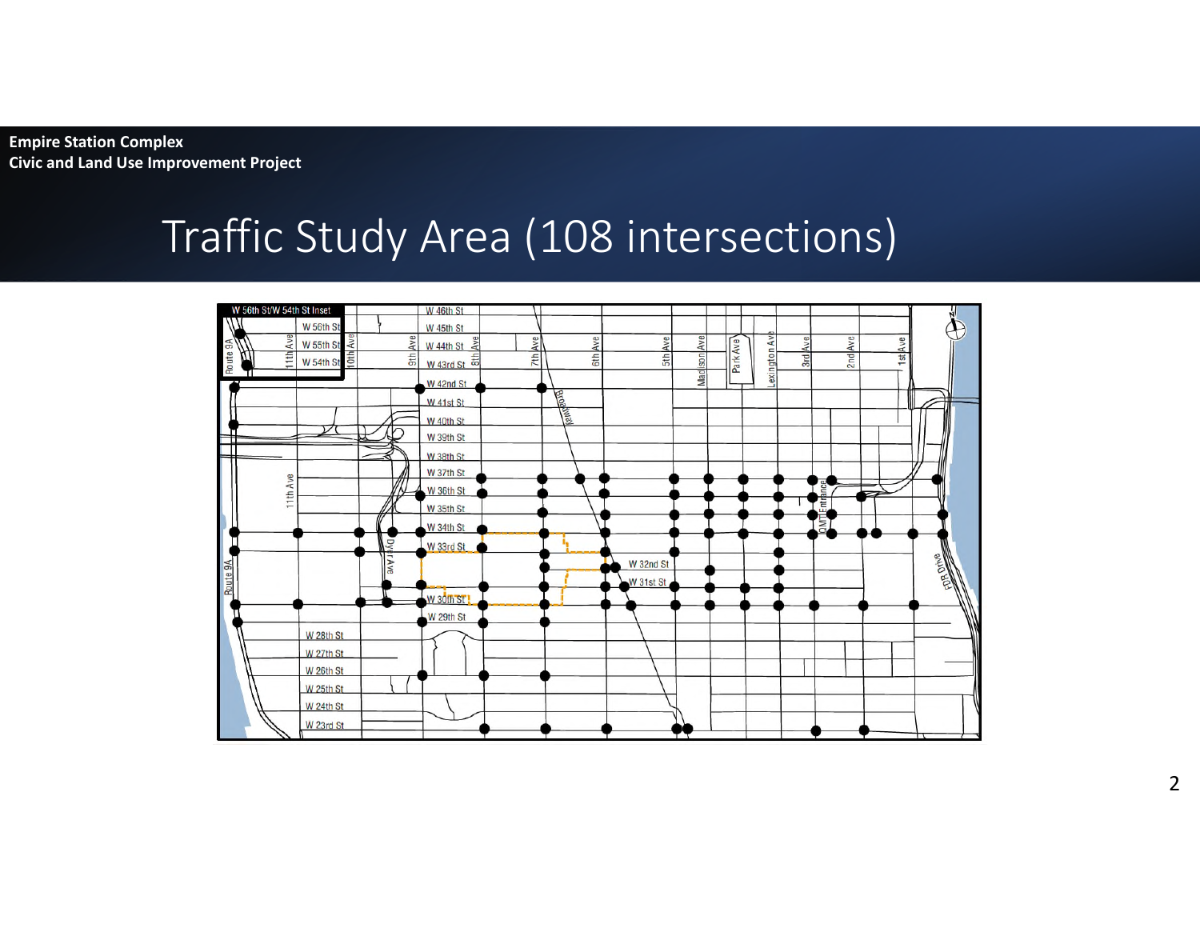Empire Station Complex
Civic and Land Use Improvement Project

# Traffic Study Area (108 intersections)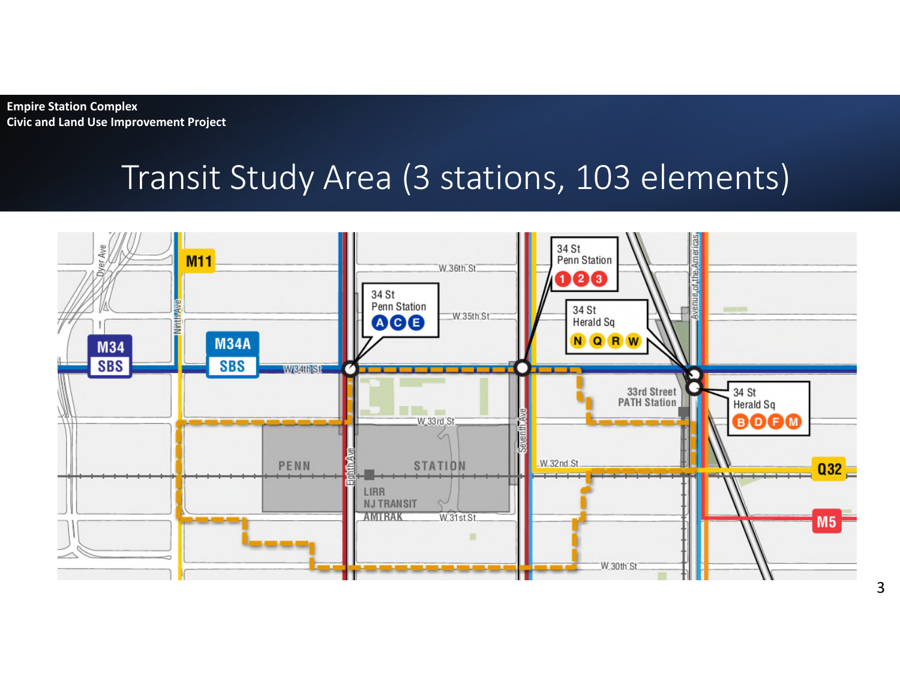Empire Station Complex
Civic and Land Use Improvement Project

# Transit Study Area (3 stations, 103 elements)

M11

M34 SBS

M34A SBS

Dyer Ave

Ninth Ave

Eighth Ave

Seventh Ave

Avenue of the Americas

W 36th St

W 35th St

W 34th St

W 33rd St

W 32nd St

W 31st St

W 30th St

34 St Penn Station A C E

34 St Penn Station 1 2 3

34 St Herald Sq N Q R W

34 St Herald Sq B D F M

33rd Street PATH Station

PENN STATION

LIRR
NJ TRANSIT
AMTRAK

Q32

M5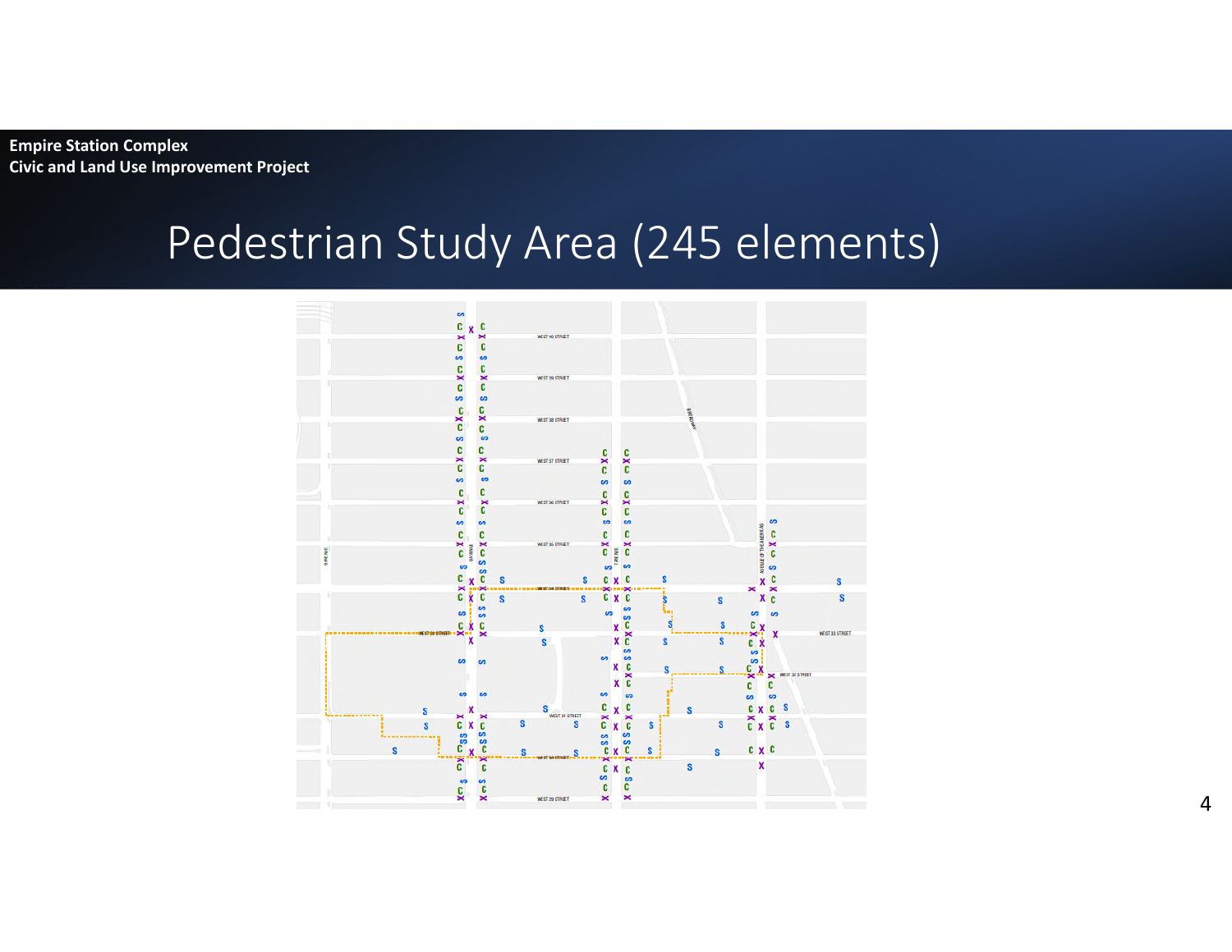Empire Station Complex
Civic and Land Use Improvement Project

# Pedestrian Study Area (245 elements)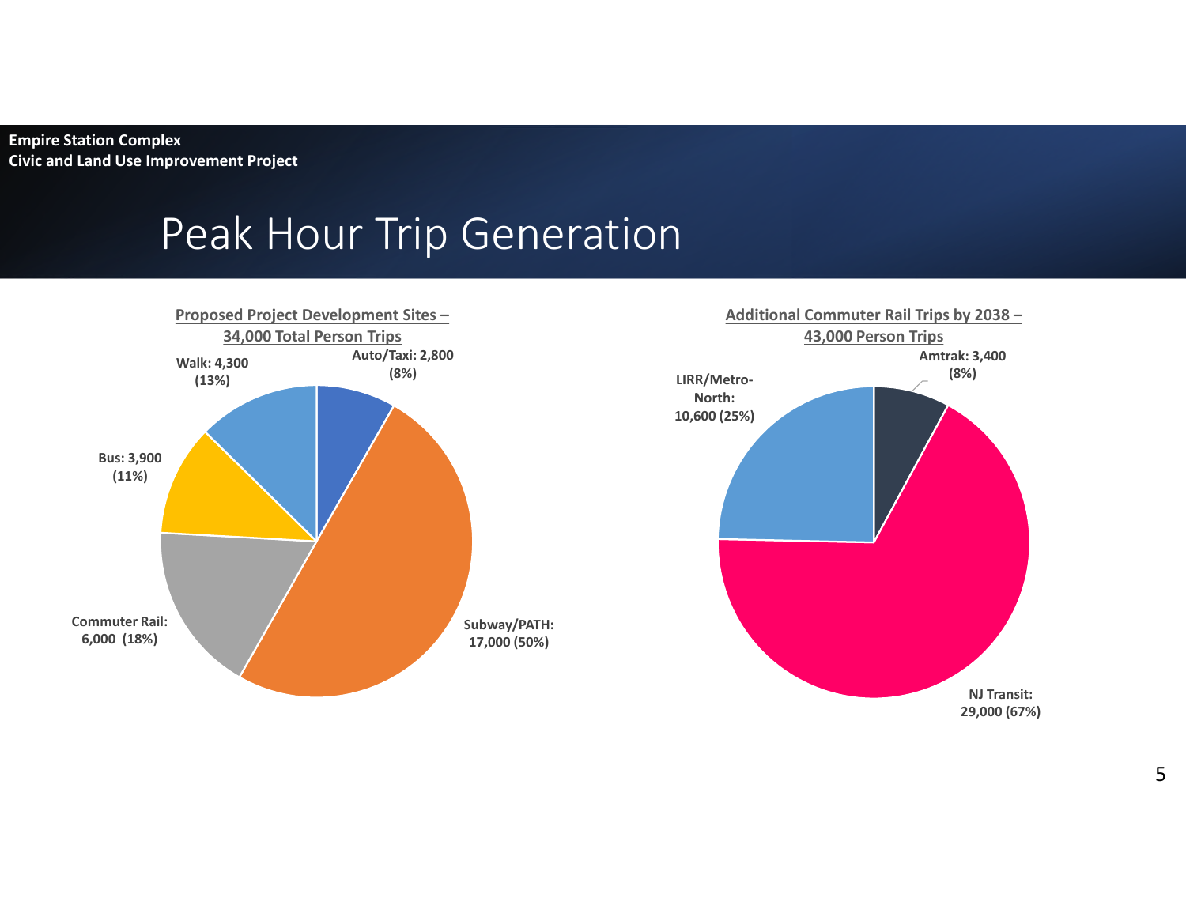Empire Station Complex
Civic and Land Use Improvement Project

# Peak Hour Trip Generation

**Proposed Project Development Sites – 34,000 Total Person Trips**

- Auto/Taxi: 2,800 (8%)
- Subway/PATH: 17,000 (50%)
- Commuter Rail: 6,000 (18%)
- Bus: 3,900 (11%)
- Walk: 4,300 (13%)

**Additional Commuter Rail Trips by 2038 – 43,000 Person Trips**

- Amtrak: 3,400 (8%)
- NJ Transit: 29,000 (67%)
- LIRR/Metro-North: 10,600 (25%)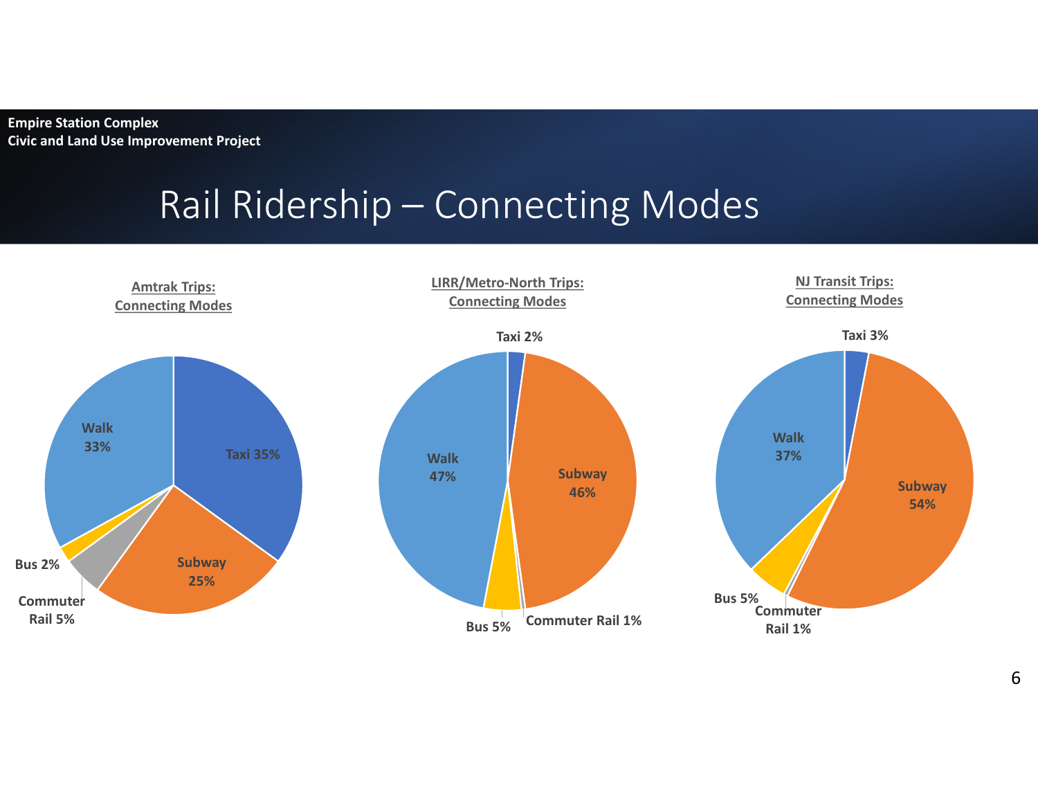# Rail Ridership – Connecting Modes

**Amtrak Trips: Connecting Modes**

| Mode | Share |
| --- | --- |
| Taxi | 35% |
| Subway | 25% |
| Commuter Rail | 5% |
| Bus | 2% |
| Walk | 33% |

**LIRR/Metro-North Trips: Connecting Modes**

| Mode | Share |
| --- | --- |
| Taxi | 2% |
| Subway | 46% |
| Commuter Rail | 1% |
| Bus | 5% |
| Walk | 47% |

**NJ Transit Trips: Connecting Modes**

| Mode | Share |
| --- | --- |
| Taxi | 3% |
| Subway | 54% |
| Commuter Rail | 1% |
| Bus | 5% |
| Walk | 37% |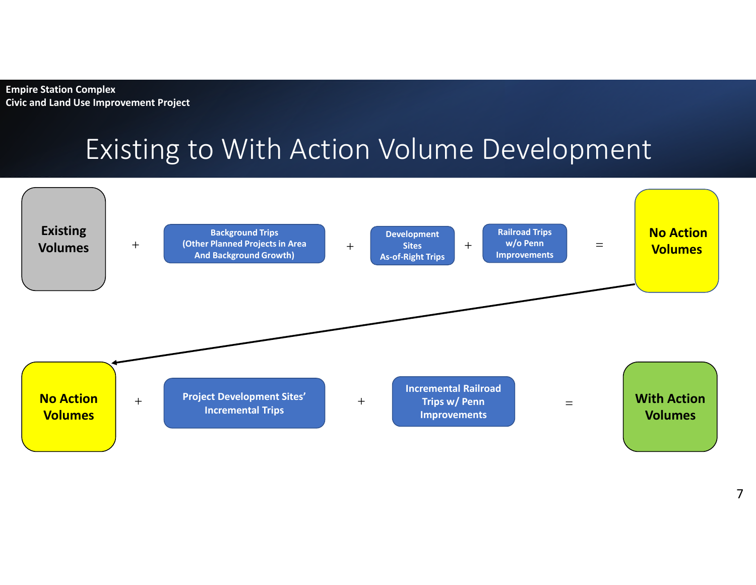# Existing to With Action Volume Development

**Existing Volumes** + **Background Trips (Other Planned Projects in Area And Background Growth)** + **Development Sites As-of-Right Trips** + **Railroad Trips w/o Penn Improvements** = **No Action Volumes**

**No Action Volumes** + **Project Development Sites' Incremental Trips** + **Incremental Railroad Trips w/ Penn Improvements** = **With Action Volumes**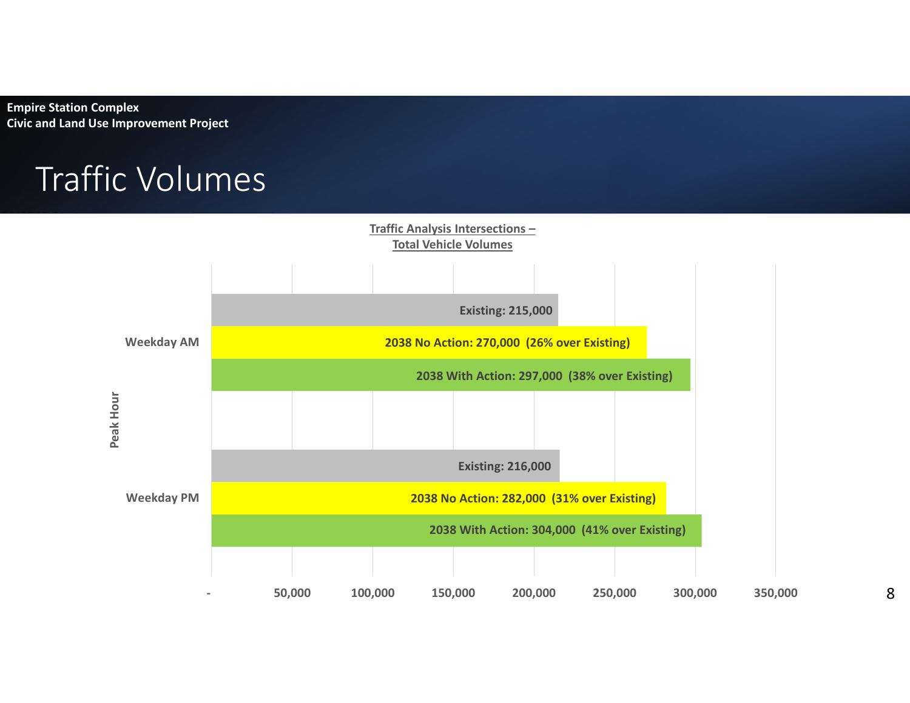Empire Station Complex
Civic and Land Use Improvement Project

# Traffic Volumes

**Traffic Analysis Intersections – Total Vehicle Volumes**

| Peak Hour | Scenario | Total Vehicle Volume |
|---|---|---|
| Weekday AM | Existing | 215,000 |
| Weekday AM | 2038 No Action | 270,000 (26% over Existing) |
| Weekday AM | 2038 With Action | 297,000 (38% over Existing) |
| Weekday PM | Existing | 216,000 |
| Weekday PM | 2038 No Action | 282,000 (31% over Existing) |
| Weekday PM | 2038 With Action | 304,000 (41% over Existing) |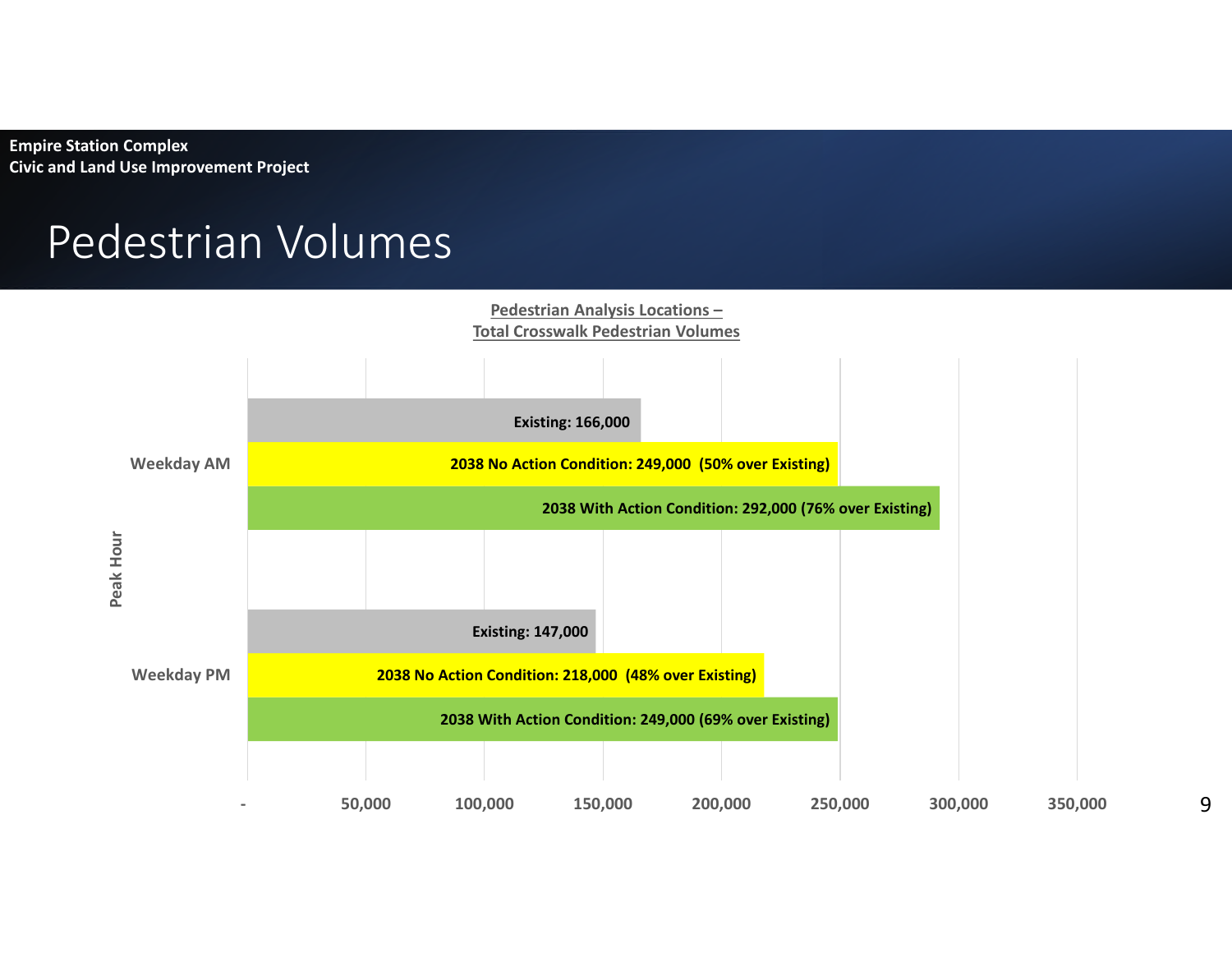Empire Station Complex
Civic and Land Use Improvement Project

# Pedestrian Volumes

**Pedestrian Analysis Locations – Total Crosswalk Pedestrian Volumes**

| Peak Hour | Condition | Volume |
| --- | --- | --- |
| Weekday AM | Existing | 166,000 |
| Weekday AM | 2038 No Action Condition | 249,000 (50% over Existing) |
| Weekday AM | 2038 With Action Condition | 292,000 (76% over Existing) |
| Weekday PM | Existing | 147,000 |
| Weekday PM | 2038 No Action Condition | 218,000 (48% over Existing) |
| Weekday PM | 2038 With Action Condition | 249,000 (69% over Existing) |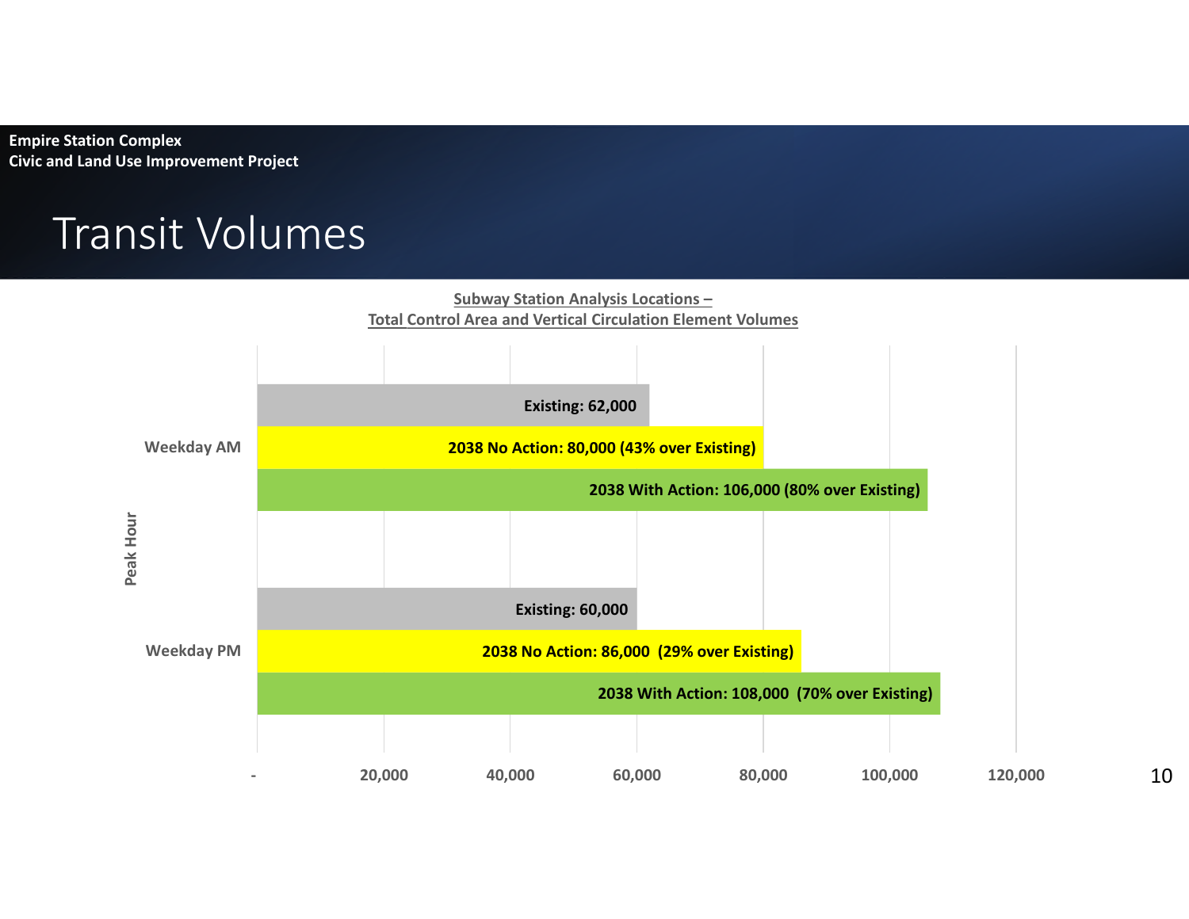Empire Station Complex
Civic and Land Use Improvement Project

# Transit Volumes

**Subway Station Analysis Locations –**
**Total Control Area and Vertical Circulation Element Volumes**

| Peak Hour | Existing | 2038 No Action | 2038 With Action |
|---|---|---|---|
| Weekday AM | Existing: 62,000 | 2038 No Action: 80,000 (43% over Existing) | 2038 With Action: 106,000 (80% over Existing) |
| Weekday PM | Existing: 60,000 | 2038 No Action: 86,000 (29% over Existing) | 2038 With Action: 108,000 (70% over Existing) |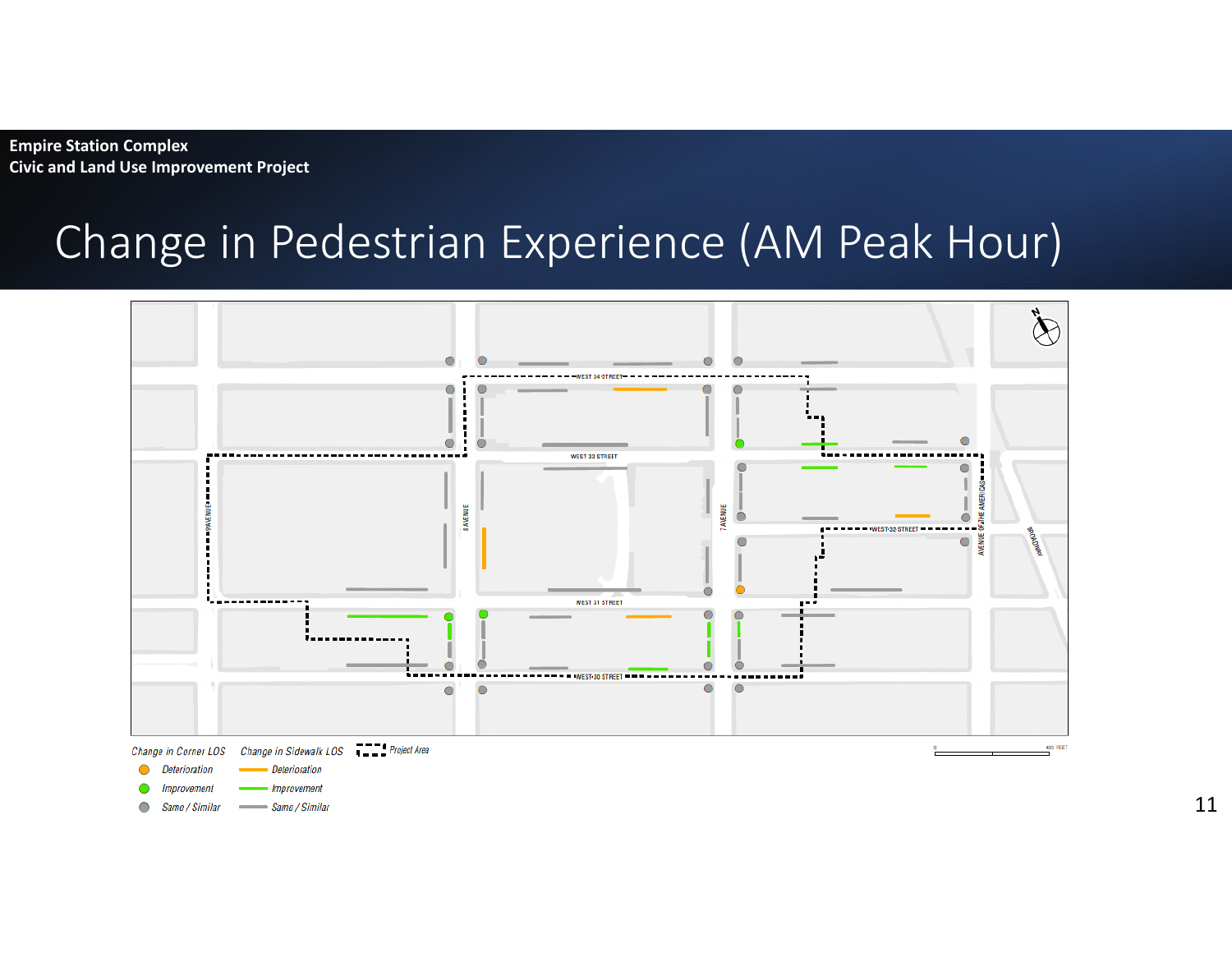**Empire Station Complex**
**Civic and Land Use Improvement Project**

# Change in Pedestrian Experience (AM Peak Hour)

WEST 34 STREET

WEST 33 STREET

WEST 32 STREET

WEST 31 STREET

WEST 30 STREET

9 AVENUE

8 AVENUE

7 AVENUE

AVENUE OF THE AMERICAS

BROADWAY

*Change in Corner LOS*

- *Deterioration*
- *Improvement*
- *Same / Similar*

*Change in Sidewalk LOS*

- *Deterioration*
- *Improvement*
- *Same / Similar*

*Project Area*

0 — 400 FEET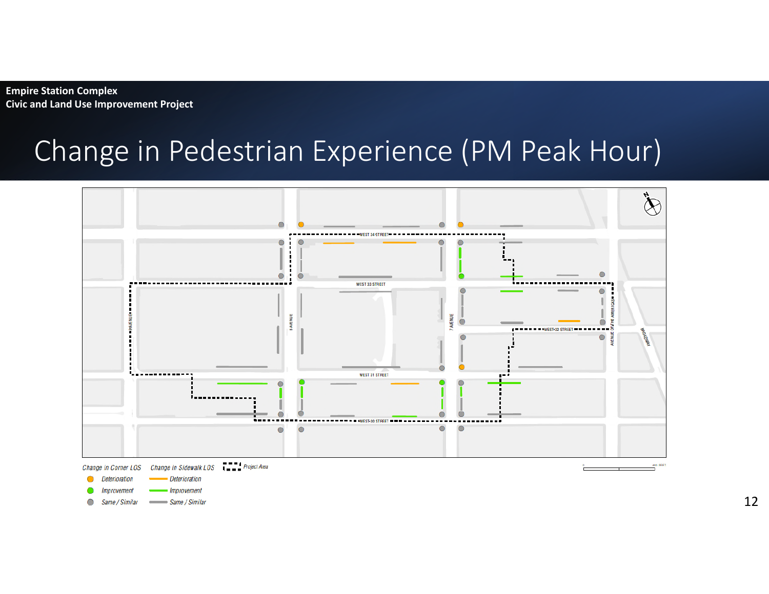Empire Station Complex
Civic and Land Use Improvement Project

# Change in Pedestrian Experience (PM Peak Hour)

WEST 34 STREET
WEST 33 STREET
WEST 32 STREET
WEST 31 STREET
WEST 30 STREET
9 AVENUE
8 AVENUE
7 AVENUE
AVENUE OF THE AMERICAS
BROADWAY

Change in Corner LOS
- Deterioration
- Improvement
- Same / Similar

Change in Sidewalk LOS
- Deterioration
- Improvement
- Same / Similar

Project Area

0 400 FEET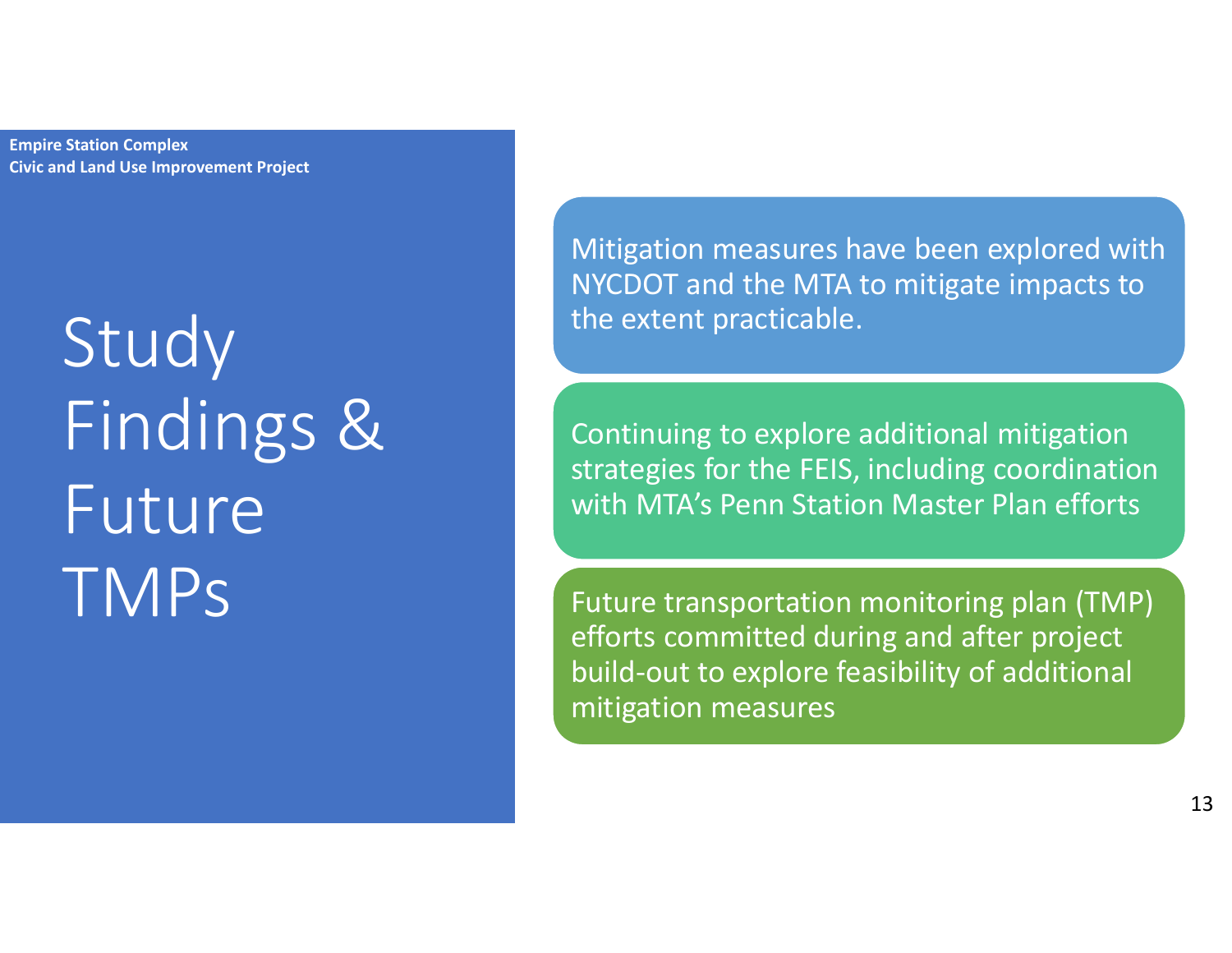**Empire Station Complex**
**Civic and Land Use Improvement Project**

# Study Findings & Future TMPs

- Mitigation measures have been explored with NYCDOT and the MTA to mitigate impacts to the extent practicable.
- Continuing to explore additional mitigation strategies for the FEIS, including coordination with MTA's Penn Station Master Plan efforts
- Future transportation monitoring plan (TMP) efforts committed during and after project build-out to explore feasibility of additional mitigation measures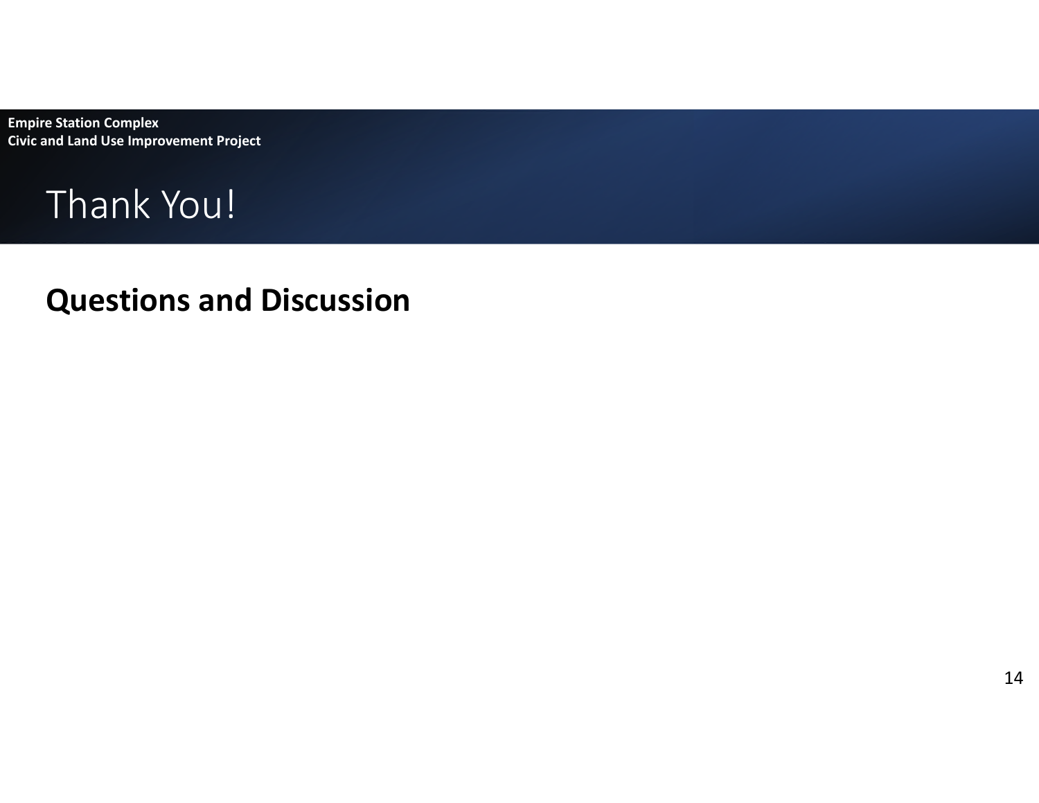Empire Station Complex
Civic and Land Use Improvement Project

# Thank You!

**Questions and Discussion**